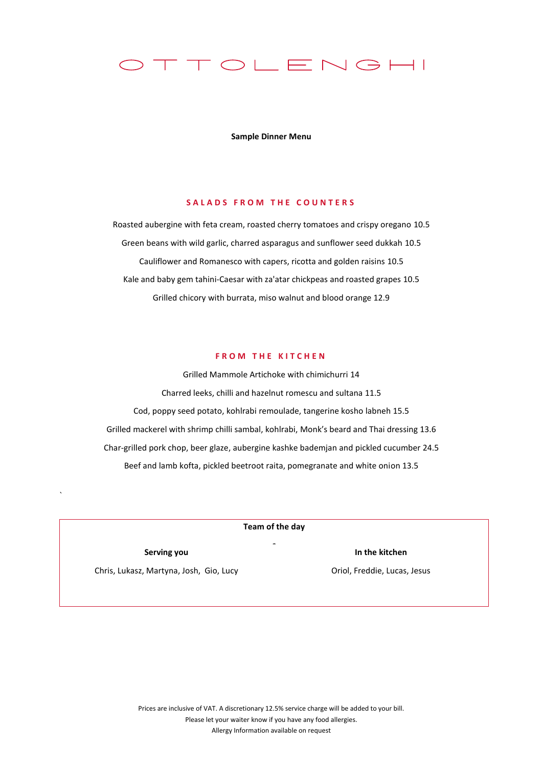# OTTOLENGHI

**Sample Dinner Menu**

## SALADS FROM THE COUNTERS

Roasted aubergine with feta cream, roasted cherry tomatoes and crispy oregano 10.5

Green beans with wild garlic, charred asparagus and sunflower seed dukkah 10.5

Cauliflower and Romanesco with capers, ricotta and golden raisins 10.5

Kale and baby gem tahini-Caesar with za'atar chickpeas and roasted grapes 10.5

Grilled chicory with burrata, miso walnut and blood orange 12.9

## FROM THE KITCHEN

Grilled Mammole Artichoke with chimichurri 14

Charred leeks, chilli and hazelnut romescu and sultana 11.5

Cod, poppy seed potato, kohlrabi remoulade, tangerine kosho labneh 15.5

Grilled mackerel with shrimp chilli sambal, kohlrabi, Monk's beard and Thai dressing 13.6

Char-grilled pork chop, beer glaze, aubergine kashke bademjan and pickled cucumber 24.5

Beef and lamb kofta, pickled beetroot raita, pomegranate and white onion 13.5

**Team of the day**

**Serving you**

Chris, Lukasz, Martyna, Josh, Gio, Lucy

**In the kitchen**

Oriol, Freddie, Lucas, Jesus

Prices are inclusive of VAT. A discretionary 12.5% service charge will be added to your bill.
Please let your waiter know if you have any food allergies.
Allergy Information available on request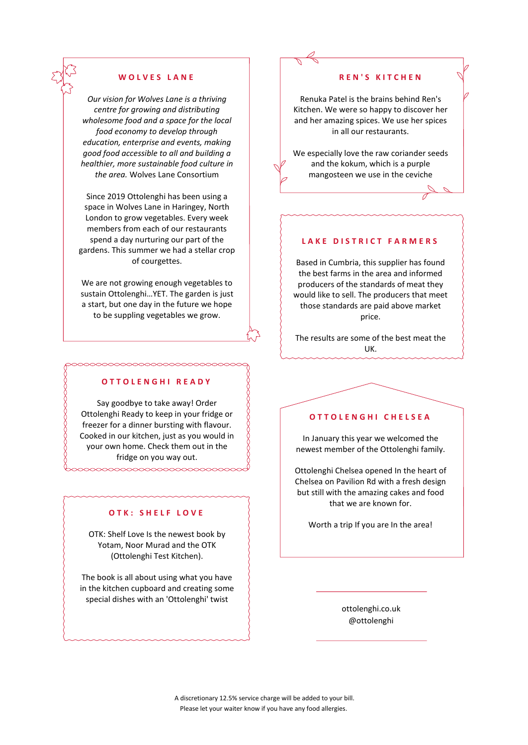## WOLVES LANE

*Our vision for Wolves Lane is a thriving centre for growing and distributing wholesome food and a space for the local food economy to develop through education, enterprise and events, making good food accessible to all and building a healthier, more sustainable food culture in the area.* Wolves Lane Consortium

Since 2019 Ottolenghi has been using a space in Wolves Lane in Haringey, North London to grow vegetables. Every week members from each of our restaurants spend a day nurturing our part of the gardens. This summer we had a stellar crop of courgettes.

We are not growing enough vegetables to sustain Ottolenghi…YET. The garden is just a start, but one day in the future we hope to be suppling vegetables we grow.

## OTTOLENGHI READY

Say goodbye to take away! Order Ottolenghi Ready to keep in your fridge or freezer for a dinner bursting with flavour. Cooked in our kitchen, just as you would in your own home. Check them out in the fridge on you way out.

## OTK: SHELF LOVE

OTK: Shelf Love Is the newest book by Yotam, Noor Murad and the OTK (Ottolenghi Test Kitchen).

The book is all about using what you have in the kitchen cupboard and creating some special dishes with an 'Ottolenghi' twist

## REN'S KITCHEN

Renuka Patel is the brains behind Ren's Kitchen. We were so happy to discover her and her amazing spices. We use her spices in all our restaurants.

We especially love the raw coriander seeds and the kokum, which is a purple mangosteen we use in the ceviche

## LAKE DISTRICT FARMERS

Based in Cumbria, this supplier has found the best farms in the area and informed producers of the standards of meat they would like to sell. The producers that meet those standards are paid above market price.

The results are some of the best meat the UK.

## OTTOLENGHI CHELSEA

In January this year we welcomed the newest member of the Ottolenghi family.

Ottolenghi Chelsea opened In the heart of Chelsea on Pavilion Rd with a fresh design but still with the amazing cakes and food that we are known for.

Worth a trip If you are In the area!

---

ottolenghi.co.uk
@ottolenghi

---

A discretionary 12.5% service charge will be added to your bill.
Please let your waiter know if you have any food allergies.